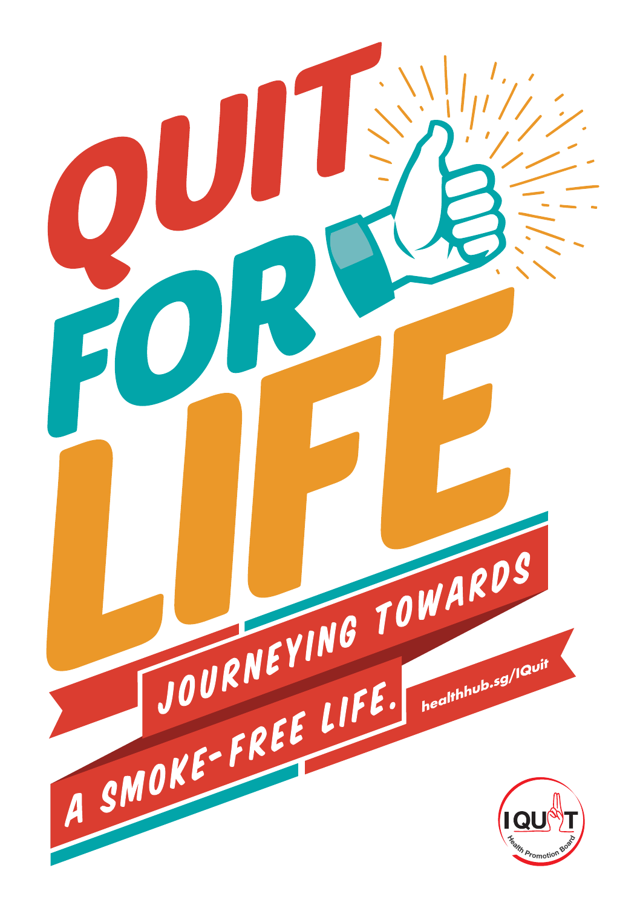# QUIT FOR LIFE

JOURNEYING TOWARDS A SMOKE-FREE LIFE.

healthhub.sg/IQuit

IQUIT

Health Promotion Board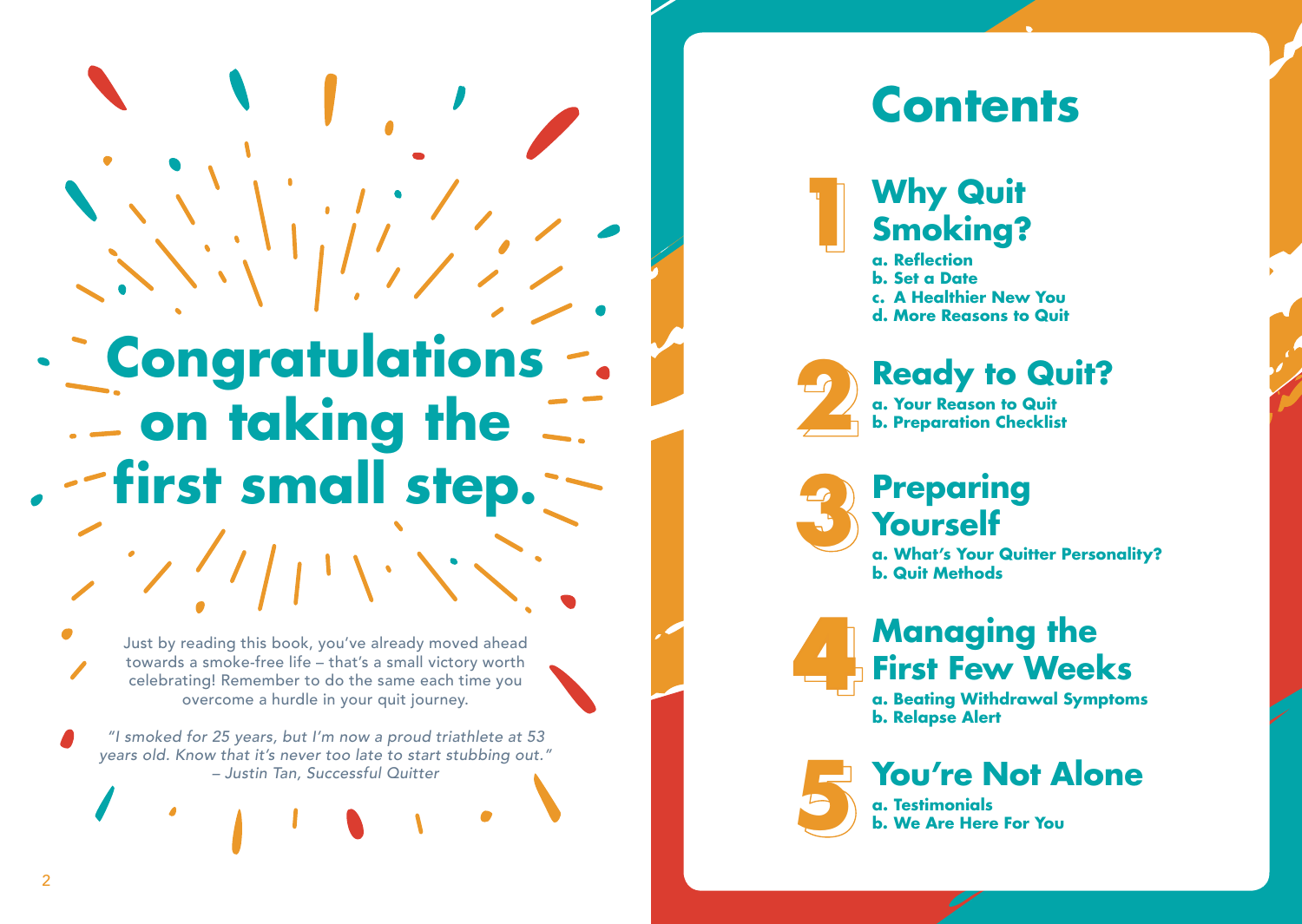# Congratulations on taking the first small step.

Just by reading this book, you've already moved ahead towards a smoke-free life – that's a small victory worth celebrating! Remember to do the same each time you overcome a hurdle in your quit journey.

*"I smoked for 25 years, but I'm now a proud triathlete at 53 years old. Know that it's never too late to start stubbing out."*
*– Justin Tan, Successful Quitter*

# Contents

## 1 Why Quit Smoking?

a. Reflection
b. Set a Date
c. A Healthier New You
d. More Reasons to Quit

## 2 Ready to Quit?

a. Your Reason to Quit
b. Preparation Checklist

## 3 Preparing Yourself

a. What's Your Quitter Personality?
b. Quit Methods

## 4 Managing the First Few Weeks

a. Beating Withdrawal Symptoms
b. Relapse Alert

## 5 You're Not Alone

a. Testimonials
b. We Are Here For You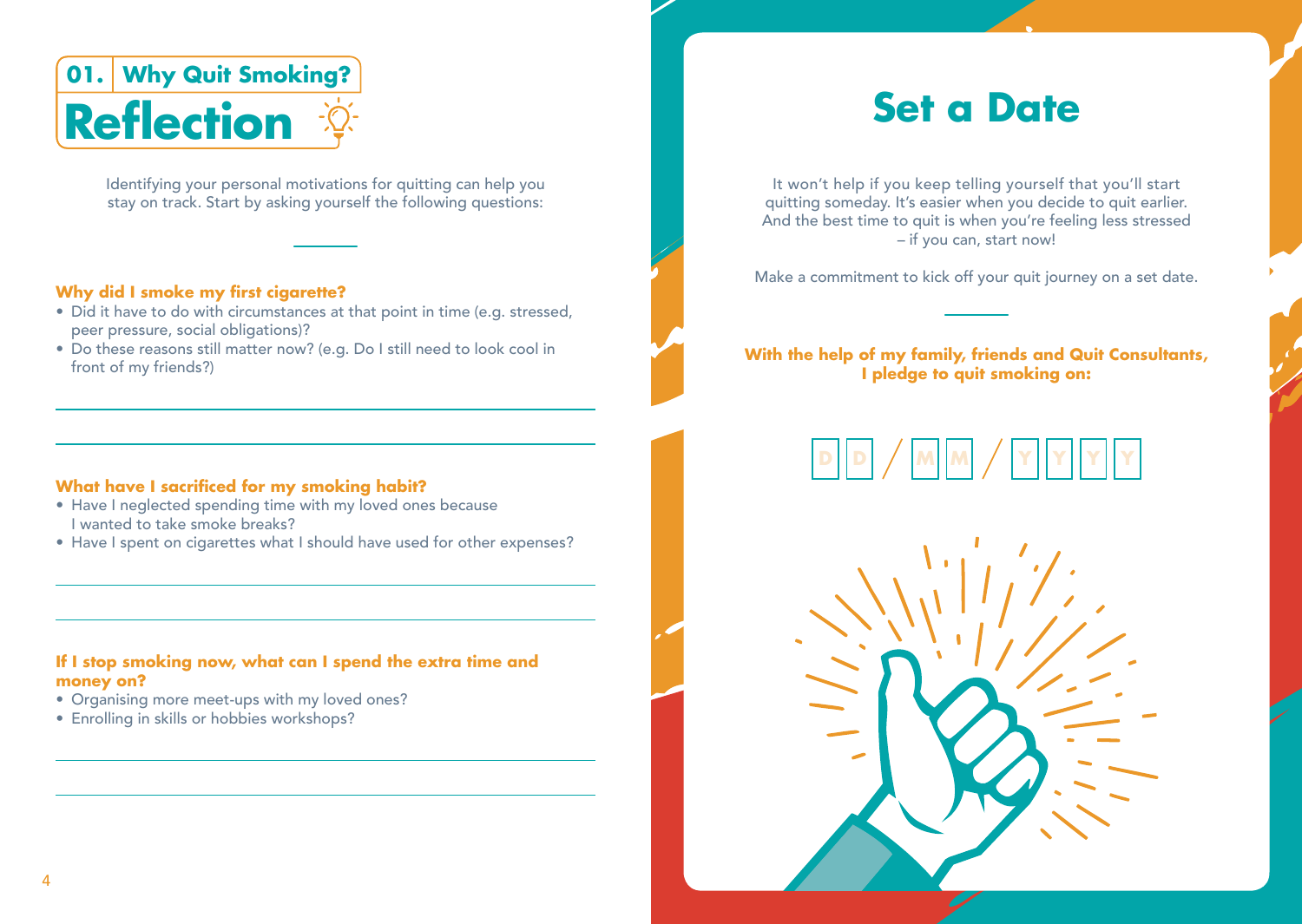# 01. Why Quit Smoking?

## Reflection

Identifying your personal motivations for quitting can help you stay on track. Start by asking yourself the following questions:

**Why did I smoke my first cigarette?**

- Did it have to do with circumstances at that point in time (e.g. stressed, peer pressure, social obligations)?
- Do these reasons still matter now? (e.g. Do I still need to look cool in front of my friends?)

**What have I sacrificed for my smoking habit?**

- Have I neglected spending time with my loved ones because I wanted to take smoke breaks?
- Have I spent on cigarettes what I should have used for other expenses?

**If I stop smoking now, what can I spend the extra time and money on?**

- Organising more meet-ups with my loved ones?
- Enrolling in skills or hobbies workshops?

## Set a Date

It won't help if you keep telling yourself that you'll start quitting someday. It's easier when you decide to quit earlier. And the best time to quit is when you're feeling less stressed – if you can, start now!

Make a commitment to kick off your quit journey on a set date.

**With the help of my family, friends and Quit Consultants, I pledge to quit smoking on:**

D D / M M / Y Y Y Y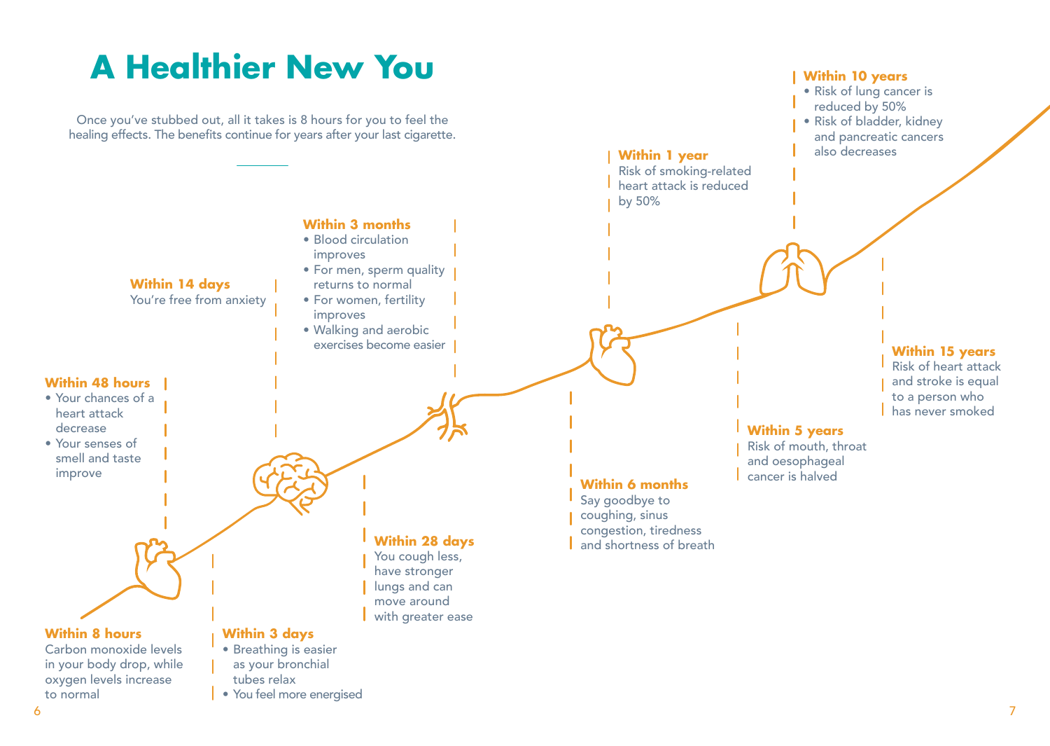# A Healthier New You

Once you've stubbed out, all it takes is 8 hours for you to feel the healing effects. The benefits continue for years after your last cigarette.

**Within 8 hours**
Carbon monoxide levels in your body drop, while oxygen levels increase to normal

**Within 48 hours**
- Your chances of a heart attack decrease
- Your senses of smell and taste improve

**Within 3 days**
- Breathing is easier as your bronchial tubes relax
- You feel more energised

**Within 14 days**
You're free from anxiety

**Within 28 days**
You cough less, have stronger lungs and can move around with greater ease

**Within 3 months**
- Blood circulation improves
- For men, sperm quality returns to normal
- For women, fertility improves
- Walking and aerobic exercises become easier

**Within 6 months**
Say goodbye to coughing, sinus congestion, tiredness and shortness of breath

**Within 1 year**
Risk of smoking-related heart attack is reduced by 50%

**Within 5 years**
Risk of mouth, throat and oesophageal cancer is halved

**Within 10 years**
- Risk of lung cancer is reduced by 50%
- Risk of bladder, kidney and pancreatic cancers also decreases

**Within 15 years**
Risk of heart attack and stroke is equal to a person who has never smoked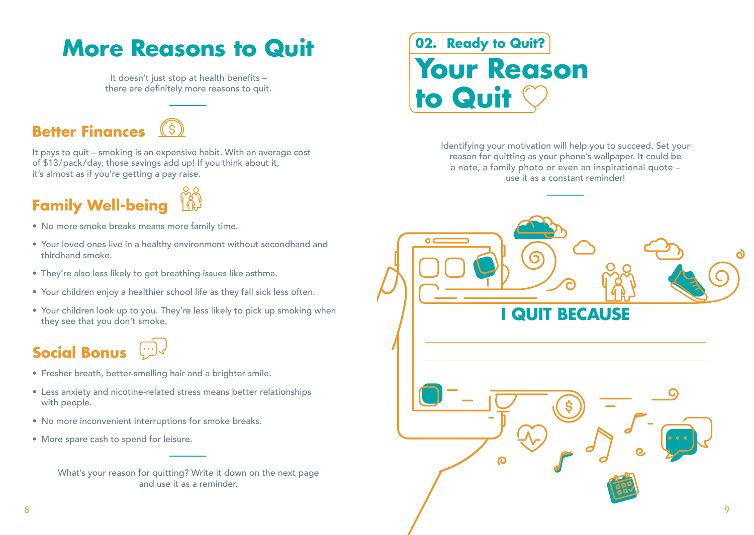# More Reasons to Quit

It doesn't just stop at health benefits – there are definitely more reasons to quit.

## Better Finances

It pays to quit – smoking is an expensive habit. With an average cost of $13/pack/day, those savings add up! If you think about it, it's almost as if you're getting a pay raise.

## Family Well-being

- No more smoke breaks means more family time.
- Your loved ones live in a healthy environment without secondhand and thirdhand smoke.
- They're also less likely to get breathing issues like asthma.
- Your children enjoy a healthier school life as they fall sick less often.
- Your children look up to you. They're less likely to pick up smoking when they see that you don't smoke.

## Social Bonus

- Fresher breath, better-smelling hair and a brighter smile.
- Less anxiety and nicotine-related stress means better relationships with people.
- No more inconvenient interruptions for smoke breaks.
- More spare cash to spend for leisure.

What's your reason for quitting? Write it down on the next page and use it as a reminder.

**02. Ready to Quit?**

# Your Reason to Quit

Identifying your motivation will help you to succeed. Set your reason for quitting as your phone's wallpaper. It could be a note, a family photo or even an inspirational quote – use it as a constant reminder!

**I QUIT BECAUSE**

______________________________

______________________________

______________________________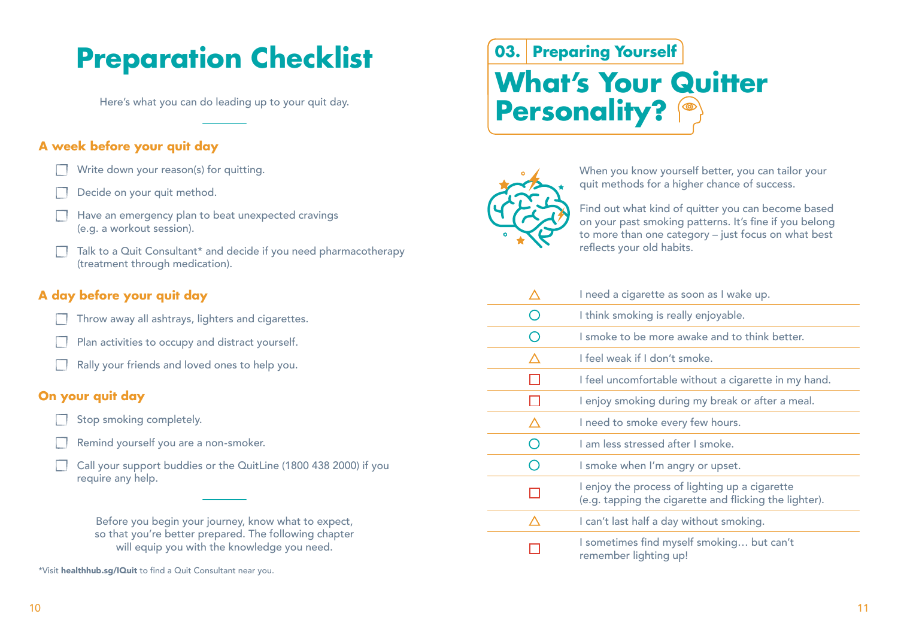# Preparation Checklist

Here's what you can do leading up to your quit day.

### A week before your quit day

- [ ] Write down your reason(s) for quitting.
- [ ] Decide on your quit method.
- [ ] Have an emergency plan to beat unexpected cravings (e.g. a workout session).
- [ ] Talk to a Quit Consultant* and decide if you need pharmacotherapy (treatment through medication).

### A day before your quit day

- [ ] Throw away all ashtrays, lighters and cigarettes.
- [ ] Plan activities to occupy and distract yourself.
- [ ] Rally your friends and loved ones to help you.

### On your quit day

- [ ] Stop smoking completely.
- [ ] Remind yourself you are a non-smoker.
- [ ] Call your support buddies or the QuitLine (1800 438 2000) if you require any help.

Before you begin your journey, know what to expect, so that you're better prepared. The following chapter will equip you with the knowledge you need.

*Visit **healthhub.sg/IQuit** to find a Quit Consultant near you.

## 03. Preparing Yourself

# What's Your Quitter Personality?

When you know yourself better, you can tailor your quit methods for a higher chance of success.

Find out what kind of quitter you can become based on your past smoking patterns. It's fine if you belong to more than one category – just focus on what best reflects your old habits.

| | |
|---|---|
| △ | I need a cigarette as soon as I wake up. |
| ○ | I think smoking is really enjoyable. |
| ○ | I smoke to be more awake and to think better. |
| △ | I feel weak if I don't smoke. |
| □ | I feel uncomfortable without a cigarette in my hand. |
| □ | I enjoy smoking during my break or after a meal. |
| △ | I need to smoke every few hours. |
| ○ | I am less stressed after I smoke. |
| ○ | I smoke when I'm angry or upset. |
| □ | I enjoy the process of lighting up a cigarette (e.g. tapping the cigarette and flicking the lighter). |
| △ | I can't last half a day without smoking. |
| □ | I sometimes find myself smoking… but can't remember lighting up! |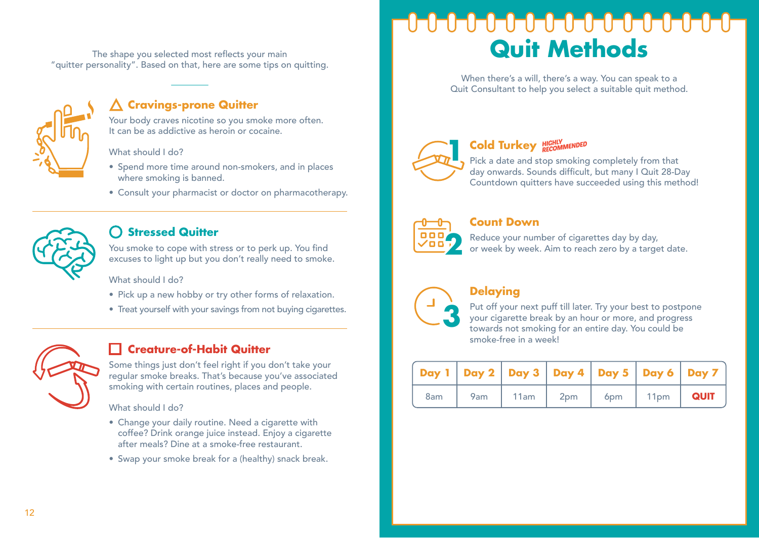The shape you selected most reflects your main "quitter personality". Based on that, here are some tips on quitting.

### △ Cravings-prone Quitter

Your body craves nicotine so you smoke more often. It can be as addictive as heroin or cocaine.

What should I do?

- Spend more time around non-smokers, and in places where smoking is banned.
- Consult your pharmacist or doctor on pharmacotherapy.

### ○ Stressed Quitter

You smoke to cope with stress or to perk up. You find excuses to light up but you don't really need to smoke.

What should I do?

- Pick up a new hobby or try other forms of relaxation.
- Treat yourself with your savings from not buying cigarettes.

### □ Creature-of-Habit Quitter

Some things just don't feel right if you don't take your regular smoke breaks. That's because you've associated smoking with certain routines, places and people.

What should I do?

- Change your daily routine. Need a cigarette with coffee? Drink orange juice instead. Enjoy a cigarette after meals? Dine at a smoke-free restaurant.
- Swap your smoke break for a (healthy) snack break.

# Quit Methods

When there's a will, there's a way. You can speak to a Quit Consultant to help you select a suitable quit method.

### 1 Cold Turkey *HIGHLY RECOMMENDED*

Pick a date and stop smoking completely from that day onwards. Sounds difficult, but many I Quit 28-Day Countdown quitters have succeeded using this method!

### 2 Count Down

Reduce your number of cigarettes day by day, or week by week. Aim to reach zero by a target date.

### 3 Delaying

Put off your next puff till later. Try your best to postpone your cigarette break by an hour or more, and progress towards not smoking for an entire day. You could be smoke-free in a week!

| Day 1 | Day 2 | Day 3 | Day 4 | Day 5 | Day 6 | Day 7 |
|---|---|---|---|---|---|---|
| 8am | 9am | 11am | 2pm | 6pm | 11pm | **QUIT** |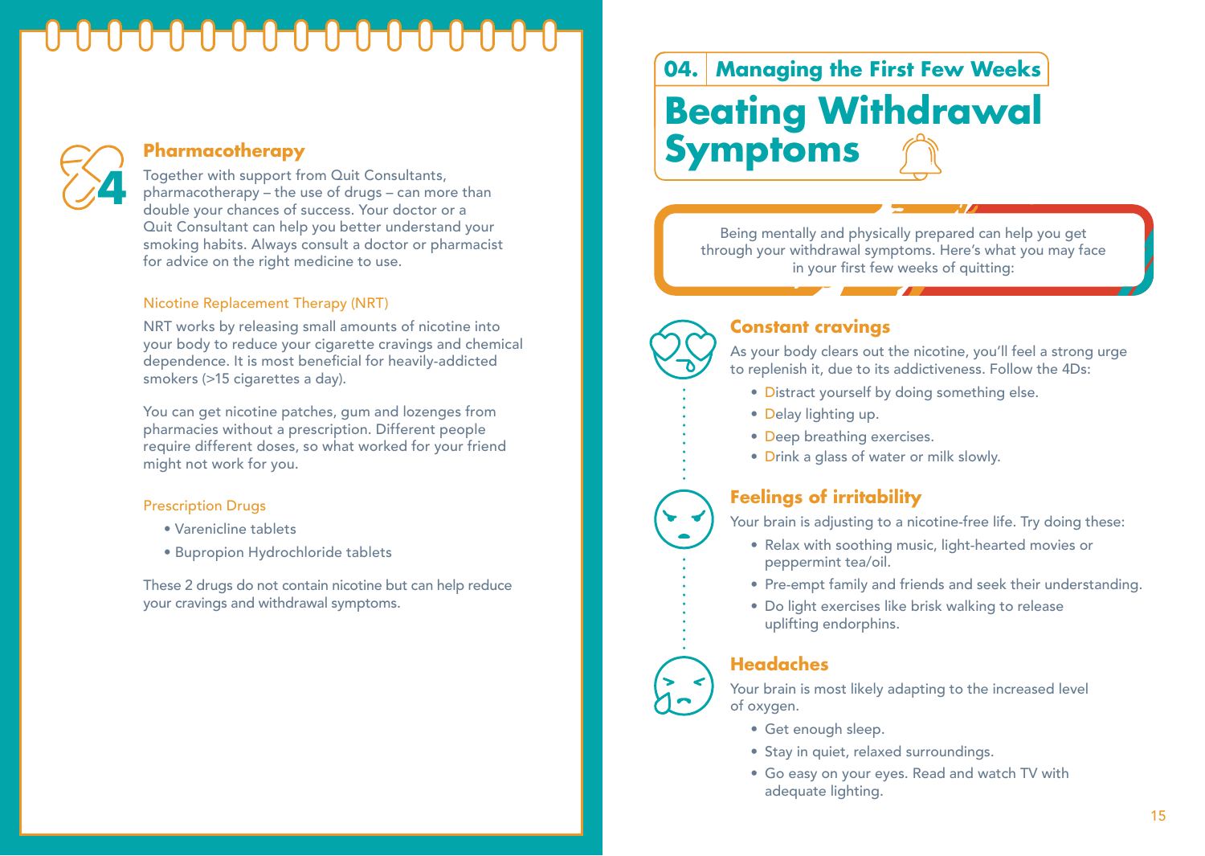## 4 Pharmacotherapy

Together with support from Quit Consultants, pharmacotherapy – the use of drugs – can more than double your chances of success. Your doctor or a Quit Consultant can help you better understand your smoking habits. Always consult a doctor or pharmacist for advice on the right medicine to use.

### Nicotine Replacement Therapy (NRT)

NRT works by releasing small amounts of nicotine into your body to reduce your cigarette cravings and chemical dependence. It is most beneficial for heavily-addicted smokers (>15 cigarettes a day).

You can get nicotine patches, gum and lozenges from pharmacies without a prescription. Different people require different doses, so what worked for your friend might not work for you.

### Prescription Drugs

- Varenicline tablets
- Bupropion Hydrochloride tablets

These 2 drugs do not contain nicotine but can help reduce your cravings and withdrawal symptoms.

## 04. Managing the First Few Weeks

# Beating Withdrawal Symptoms

Being mentally and physically prepared can help you get through your withdrawal symptoms. Here's what you may face in your first few weeks of quitting:

### Constant cravings

As your body clears out the nicotine, you'll feel a strong urge to replenish it, due to its addictiveness. Follow the 4Ds:

- Distract yourself by doing something else.
- Delay lighting up.
- Deep breathing exercises.
- Drink a glass of water or milk slowly.

### Feelings of irritability

Your brain is adjusting to a nicotine-free life. Try doing these:

- Relax with soothing music, light-hearted movies or peppermint tea/oil.
- Pre-empt family and friends and seek their understanding.
- Do light exercises like brisk walking to release uplifting endorphins.

### Headaches

Your brain is most likely adapting to the increased level of oxygen.

- Get enough sleep.
- Stay in quiet, relaxed surroundings.
- Go easy on your eyes. Read and watch TV with adequate lighting.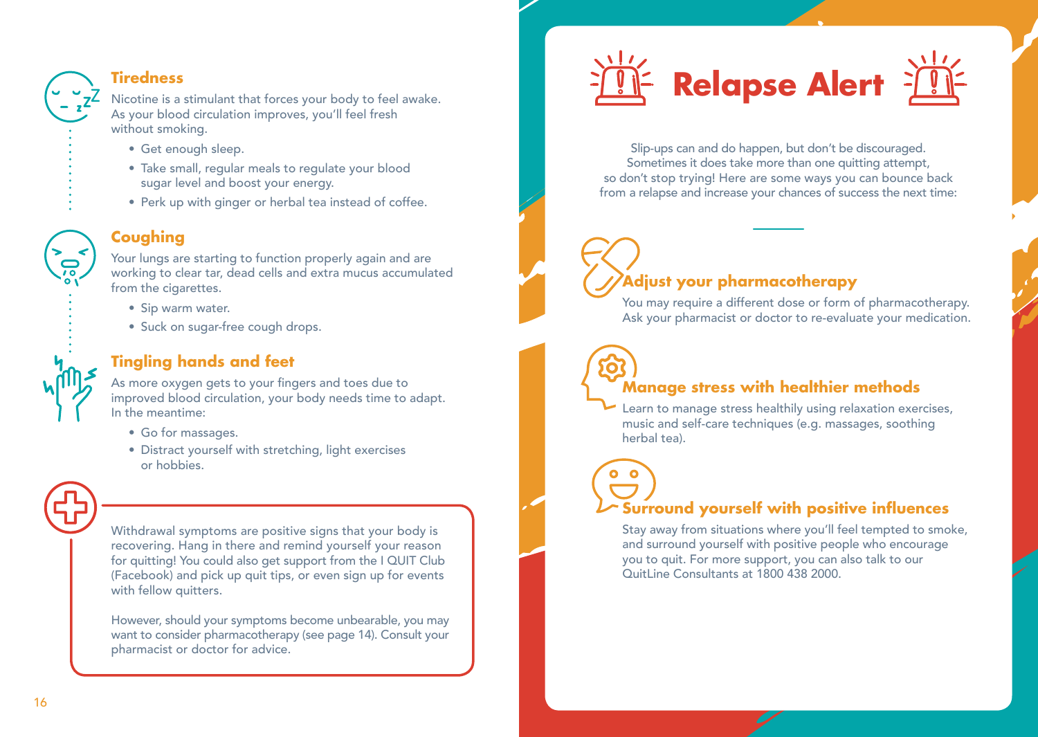### Tiredness

Nicotine is a stimulant that forces your body to feel awake. As your blood circulation improves, you'll feel fresh without smoking.

- Get enough sleep.
- Take small, regular meals to regulate your blood sugar level and boost your energy.
- Perk up with ginger or herbal tea instead of coffee.

### Coughing

Your lungs are starting to function properly again and are working to clear tar, dead cells and extra mucus accumulated from the cigarettes.

- Sip warm water.
- Suck on sugar-free cough drops.

### Tingling hands and feet

As more oxygen gets to your fingers and toes due to improved blood circulation, your body needs time to adapt. In the meantime:

- Go for massages.
- Distract yourself with stretching, light exercises or hobbies.

Withdrawal symptoms are positive signs that your body is recovering. Hang in there and remind yourself your reason for quitting! You could also get support from the I QUIT Club (Facebook) and pick up quit tips, or even sign up for events with fellow quitters.

However, should your symptoms become unbearable, you may want to consider pharmacotherapy (see page 14). Consult your pharmacist or doctor for advice.

# Relapse Alert

Slip-ups can and do happen, but don't be discouraged. Sometimes it does take more than one quitting attempt, so don't stop trying! Here are some ways you can bounce back from a relapse and increase your chances of success the next time:

### Adjust your pharmacotherapy

You may require a different dose or form of pharmacotherapy. Ask your pharmacist or doctor to re-evaluate your medication.

### Manage stress with healthier methods

Learn to manage stress healthily using relaxation exercises, music and self-care techniques (e.g. massages, soothing herbal tea).

### Surround yourself with positive influences

Stay away from situations where you'll feel tempted to smoke, and surround yourself with positive people who encourage you to quit. For more support, you can also talk to our QuitLine Consultants at 1800 438 2000.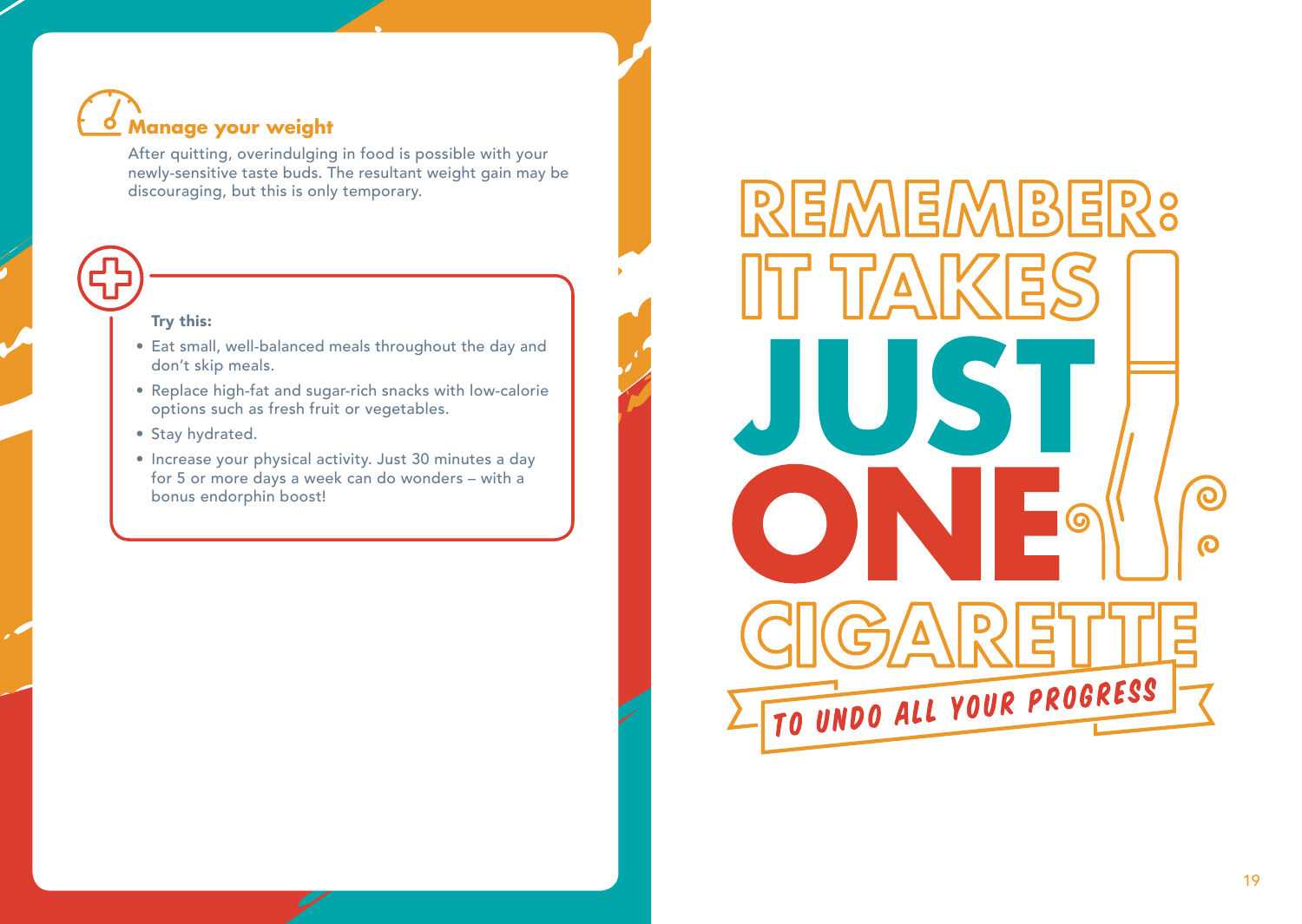## Manage your weight

After quitting, overindulging in food is possible with your newly-sensitive taste buds. The resultant weight gain may be discouraging, but this is only temporary.

**Try this:**

- Eat small, well-balanced meals throughout the day and don't skip meals.
- Replace high-fat and sugar-rich snacks with low-calorie options such as fresh fruit or vegetables.
- Stay hydrated.
- Increase your physical activity. Just 30 minutes a day for 5 or more days a week can do wonders – with a bonus endorphin boost!

# REMEMBER: IT TAKES JUST ONE CIGARETTE

TO UNDO ALL YOUR PROGRESS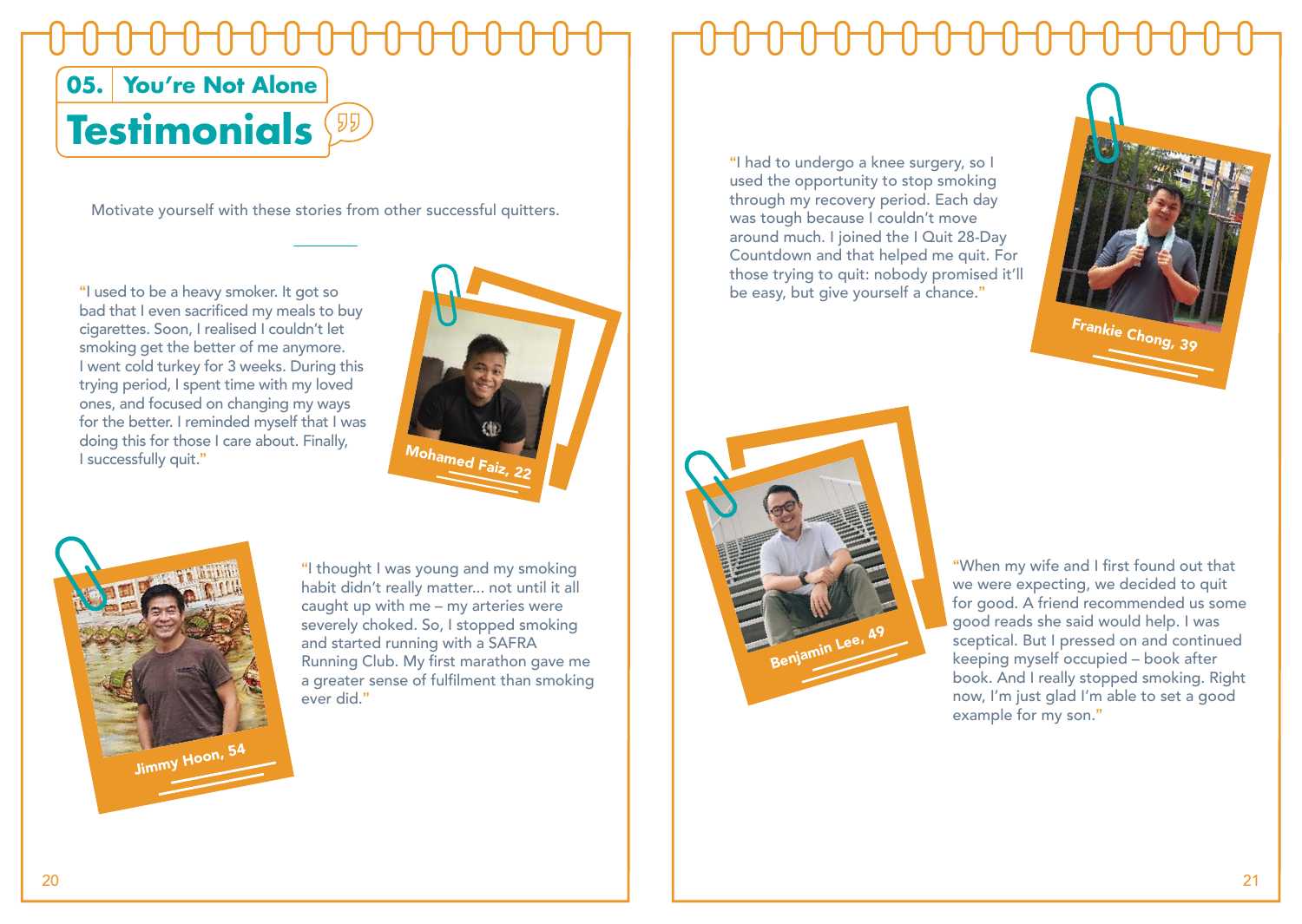05. You're Not Alone

# Testimonials

Motivate yourself with these stories from other successful quitters.

"I used to be a heavy smoker. It got so bad that I even sacrificed my meals to buy cigarettes. Soon, I realised I couldn't let smoking get the better of me anymore. I went cold turkey for 3 weeks. During this trying period, I spent time with my loved ones, and focused on changing my ways for the better. I reminded myself that I was doing this for those I care about. Finally, I successfully quit."

Mohamed Faiz, 22

"I thought I was young and my smoking habit didn't really matter... not until it all caught up with me – my arteries were severely choked. So, I stopped smoking and started running with a SAFRA Running Club. My first marathon gave me a greater sense of fulfilment than smoking ever did."

Jimmy Hoon, 54

"I had to undergo a knee surgery, so I used the opportunity to stop smoking through my recovery period. Each day was tough because I couldn't move around much. I joined the I Quit 28-Day Countdown and that helped me quit. For those trying to quit: nobody promised it'll be easy, but give yourself a chance."

Frankie Chong, 39

"When my wife and I first found out that we were expecting, we decided to quit for good. A friend recommended us some good reads she said would help. I was sceptical. But I pressed on and continued keeping myself occupied – book after book. And I really stopped smoking. Right now, I'm just glad I'm able to set a good example for my son."

Benjamin Lee, 49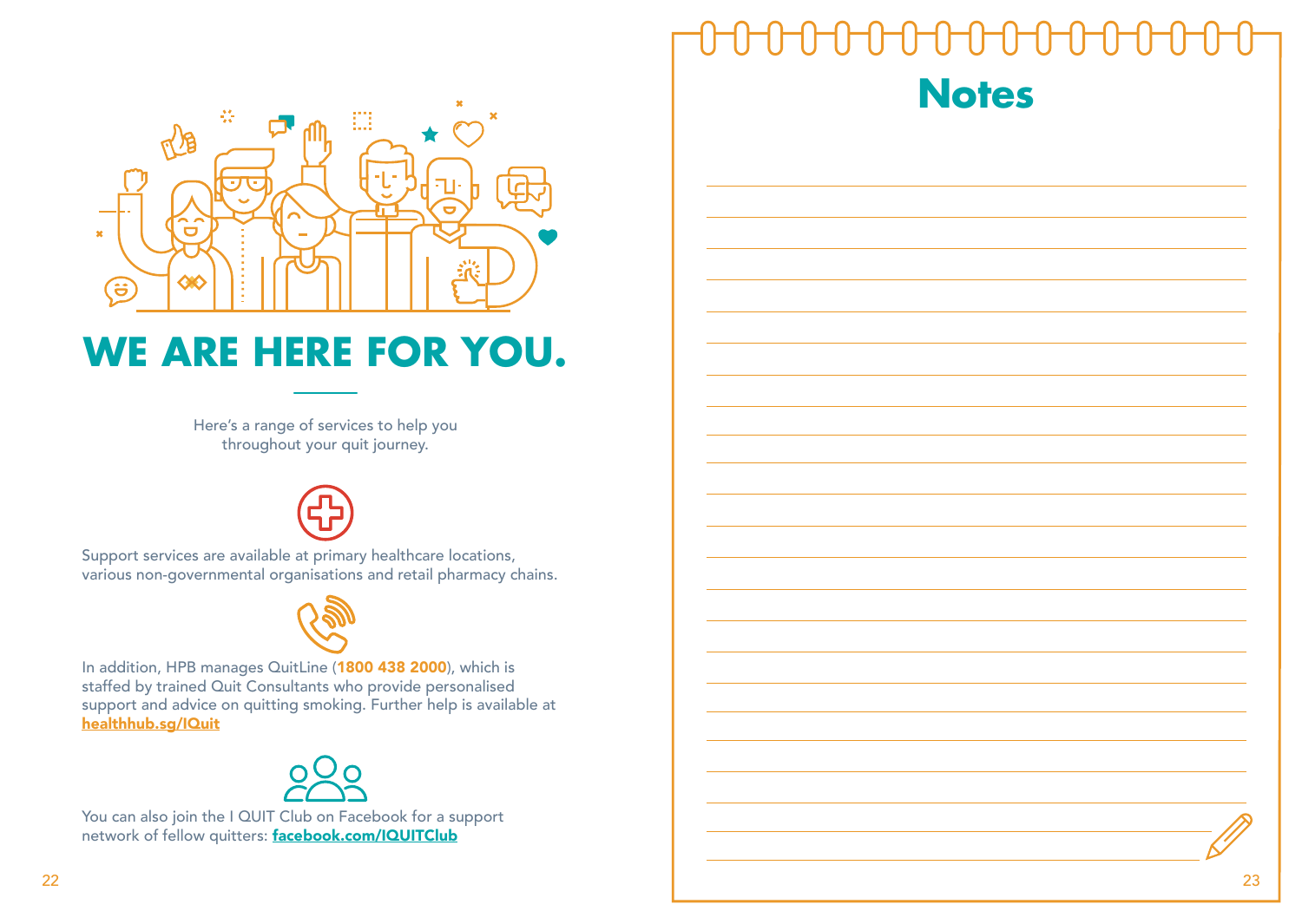# WE ARE HERE FOR YOU.

Here's a range of services to help you throughout your quit journey.

Support services are available at primary healthcare locations, various non-governmental organisations and retail pharmacy chains.

In addition, HPB manages QuitLine (**1800 438 2000**), which is staffed by trained Quit Consultants who provide personalised support and advice on quitting smoking. Further help is available at **healthhub.sg/IQuit**

You can also join the I QUIT Club on Facebook for a support network of fellow quitters: **facebook.com/IQUITClub**

## Notes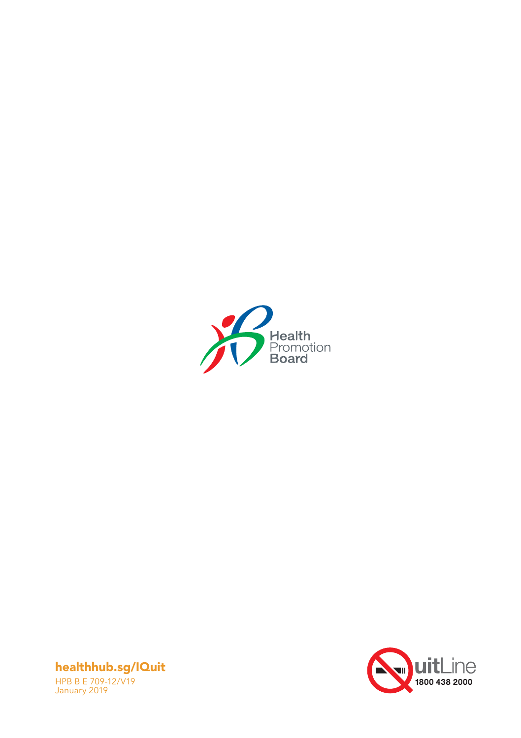Health
Promotion
Board

healthhub.sg/IQuit

HPB B E 709-12/V19
January 2019

QuitLine
1800 438 2000